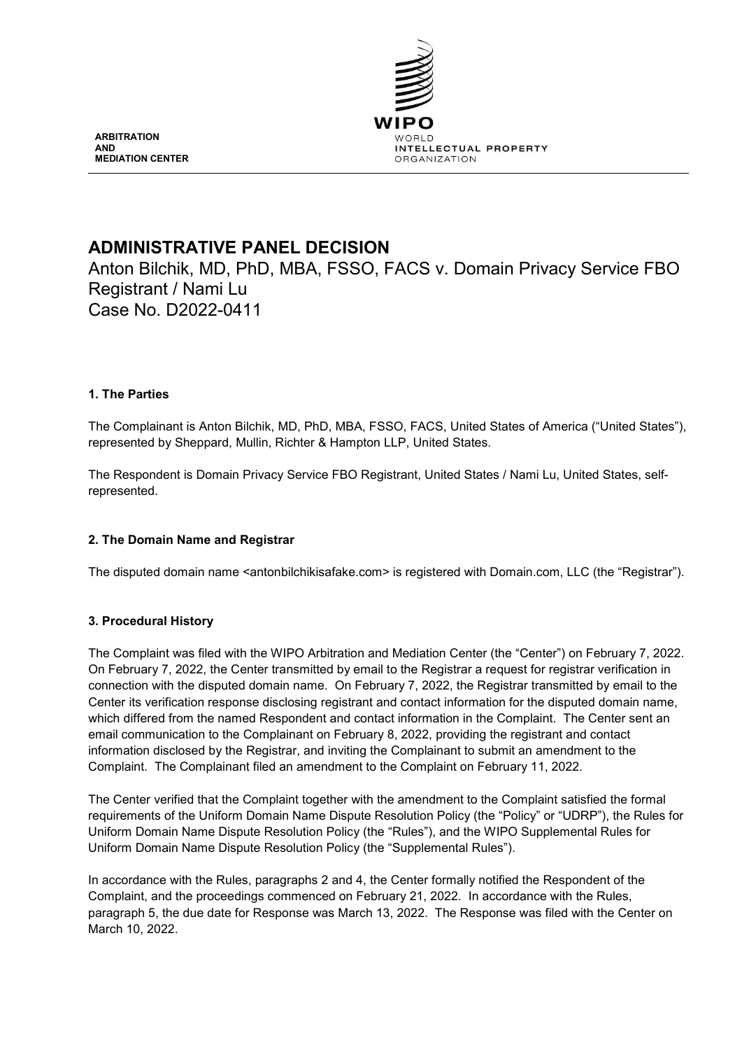ARBITRATION
AND
MEDIATION CENTER

WIPO
WORLD
INTELLECTUAL PROPERTY
ORGANIZATION

# ADMINISTRATIVE PANEL DECISION

Anton Bilchik, MD, PhD, MBA, FSSO, FACS v. Domain Privacy Service FBO Registrant / Nami Lu
Case No. D2022-0411

### 1. The Parties

The Complainant is Anton Bilchik, MD, PhD, MBA, FSSO, FACS, United States of America ("United States"), represented by Sheppard, Mullin, Richter & Hampton LLP, United States.

The Respondent is Domain Privacy Service FBO Registrant, United States / Nami Lu, United States, self-represented.

### 2. The Domain Name and Registrar

The disputed domain name <antonbilchikisafake.com> is registered with Domain.com, LLC (the "Registrar").

### 3. Procedural History

The Complaint was filed with the WIPO Arbitration and Mediation Center (the "Center") on February 7, 2022. On February 7, 2022, the Center transmitted by email to the Registrar a request for registrar verification in connection with the disputed domain name. On February 7, 2022, the Registrar transmitted by email to the Center its verification response disclosing registrant and contact information for the disputed domain name, which differed from the named Respondent and contact information in the Complaint. The Center sent an email communication to the Complainant on February 8, 2022, providing the registrant and contact information disclosed by the Registrar, and inviting the Complainant to submit an amendment to the Complaint. The Complainant filed an amendment to the Complaint on February 11, 2022.

The Center verified that the Complaint together with the amendment to the Complaint satisfied the formal requirements of the Uniform Domain Name Dispute Resolution Policy (the "Policy" or "UDRP"), the Rules for Uniform Domain Name Dispute Resolution Policy (the "Rules"), and the WIPO Supplemental Rules for Uniform Domain Name Dispute Resolution Policy (the "Supplemental Rules").

In accordance with the Rules, paragraphs 2 and 4, the Center formally notified the Respondent of the Complaint, and the proceedings commenced on February 21, 2022. In accordance with the Rules, paragraph 5, the due date for Response was March 13, 2022. The Response was filed with the Center on March 10, 2022.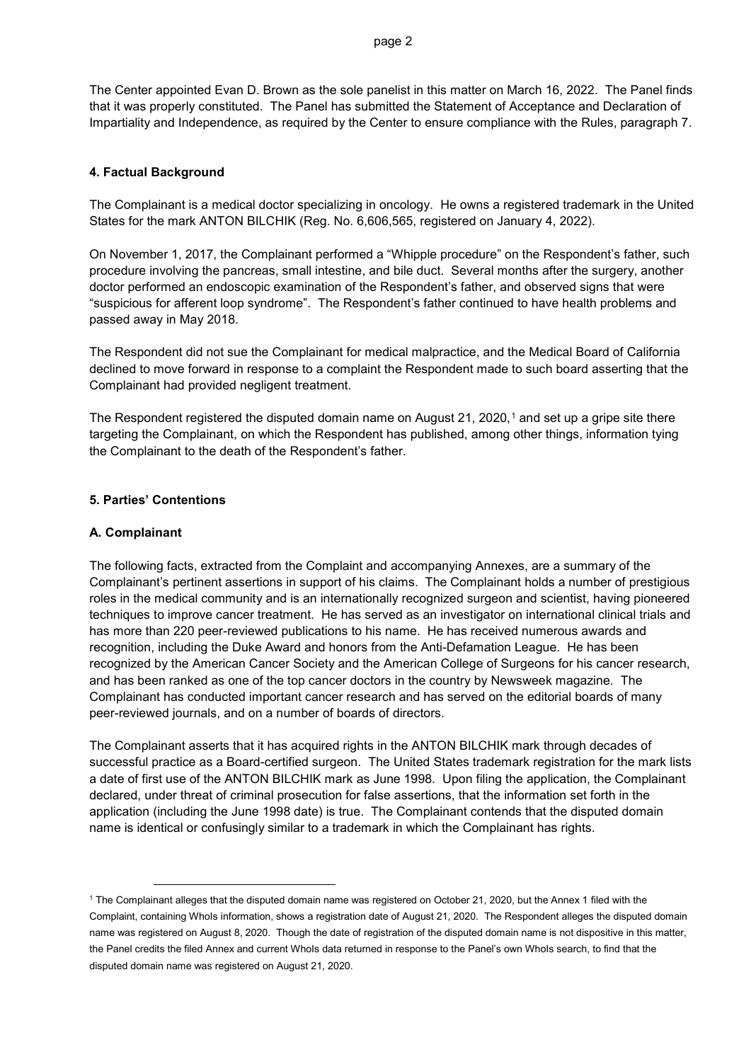The Center appointed Evan D. Brown as the sole panelist in this matter on March 16, 2022. The Panel finds that it was properly constituted. The Panel has submitted the Statement of Acceptance and Declaration of Impartiality and Independence, as required by the Center to ensure compliance with the Rules, paragraph 7.

## 4. Factual Background

The Complainant is a medical doctor specializing in oncology. He owns a registered trademark in the United States for the mark ANTON BILCHIK (Reg. No. 6,606,565, registered on January 4, 2022).

On November 1, 2017, the Complainant performed a "Whipple procedure" on the Respondent's father, such procedure involving the pancreas, small intestine, and bile duct. Several months after the surgery, another doctor performed an endoscopic examination of the Respondent's father, and observed signs that were "suspicious for afferent loop syndrome". The Respondent's father continued to have health problems and passed away in May 2018.

The Respondent did not sue the Complainant for medical malpractice, and the Medical Board of California declined to move forward in response to a complaint the Respondent made to such board asserting that the Complainant had provided negligent treatment.

The Respondent registered the disputed domain name on August 21, 2020,[1] and set up a gripe site there targeting the Complainant, on which the Respondent has published, among other things, information tying the Complainant to the death of the Respondent's father.

## 5. Parties' Contentions

### A. Complainant

The following facts, extracted from the Complaint and accompanying Annexes, are a summary of the Complainant's pertinent assertions in support of his claims. The Complainant holds a number of prestigious roles in the medical community and is an internationally recognized surgeon and scientist, having pioneered techniques to improve cancer treatment. He has served as an investigator on international clinical trials and has more than 220 peer-reviewed publications to his name. He has received numerous awards and recognition, including the Duke Award and honors from the Anti-Defamation League. He has been recognized by the American Cancer Society and the American College of Surgeons for his cancer research, and has been ranked as one of the top cancer doctors in the country by Newsweek magazine. The Complainant has conducted important cancer research and has served on the editorial boards of many peer-reviewed journals, and on a number of boards of directors.

The Complainant asserts that it has acquired rights in the ANTON BILCHIK mark through decades of successful practice as a Board-certified surgeon. The United States trademark registration for the mark lists a date of first use of the ANTON BILCHIK mark as June 1998. Upon filing the application, the Complainant declared, under threat of criminal prosecution for false assertions, that the information set forth in the application (including the June 1998 date) is true. The Complainant contends that the disputed domain name is identical or confusingly similar to a trademark in which the Complainant has rights.

---

[1] The Complainant alleges that the disputed domain name was registered on October 21, 2020, but the Annex 1 filed with the Complaint, containing WhoIs information, shows a registration date of August 21, 2020. The Respondent alleges the disputed domain name was registered on August 8, 2020. Though the date of registration of the disputed domain name is not dispositive in this matter, the Panel credits the filed Annex and current WhoIs data returned in response to the Panel's own WhoIs search, to find that the disputed domain name was registered on August 21, 2020.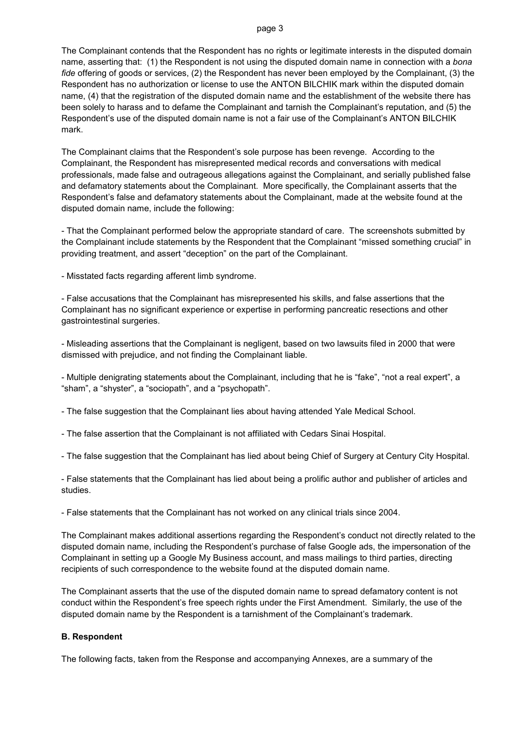The Complainant contends that the Respondent has no rights or legitimate interests in the disputed domain name, asserting that: (1) the Respondent is not using the disputed domain name in connection with a *bona fide* offering of goods or services, (2) the Respondent has never been employed by the Complainant, (3) the Respondent has no authorization or license to use the ANTON BILCHIK mark within the disputed domain name, (4) that the registration of the disputed domain name and the establishment of the website there has been solely to harass and to defame the Complainant and tarnish the Complainant's reputation, and (5) the Respondent's use of the disputed domain name is not a fair use of the Complainant's ANTON BILCHIK mark.

The Complainant claims that the Respondent's sole purpose has been revenge. According to the Complainant, the Respondent has misrepresented medical records and conversations with medical professionals, made false and outrageous allegations against the Complainant, and serially published false and defamatory statements about the Complainant. More specifically, the Complainant asserts that the Respondent's false and defamatory statements about the Complainant, made at the website found at the disputed domain name, include the following:

- That the Complainant performed below the appropriate standard of care. The screenshots submitted by the Complainant include statements by the Respondent that the Complainant "missed something crucial" in providing treatment, and assert "deception" on the part of the Complainant.

- Misstated facts regarding afferent limb syndrome.

- False accusations that the Complainant has misrepresented his skills, and false assertions that the Complainant has no significant experience or expertise in performing pancreatic resections and other gastrointestinal surgeries.

- Misleading assertions that the Complainant is negligent, based on two lawsuits filed in 2000 that were dismissed with prejudice, and not finding the Complainant liable.

- Multiple denigrating statements about the Complainant, including that he is "fake", "not a real expert", a "sham", a "shyster", a "sociopath", and a "psychopath".

- The false suggestion that the Complainant lies about having attended Yale Medical School.

- The false assertion that the Complainant is not affiliated with Cedars Sinai Hospital.

- The false suggestion that the Complainant has lied about being Chief of Surgery at Century City Hospital.

- False statements that the Complainant has lied about being a prolific author and publisher of articles and studies.

- False statements that the Complainant has not worked on any clinical trials since 2004.

The Complainant makes additional assertions regarding the Respondent's conduct not directly related to the disputed domain name, including the Respondent's purchase of false Google ads, the impersonation of the Complainant in setting up a Google My Business account, and mass mailings to third parties, directing recipients of such correspondence to the website found at the disputed domain name.

The Complainant asserts that the use of the disputed domain name to spread defamatory content is not conduct within the Respondent's free speech rights under the First Amendment. Similarly, the use of the disputed domain name by the Respondent is a tarnishment of the Complainant's trademark.

**B. Respondent**

The following facts, taken from the Response and accompanying Annexes, are a summary of the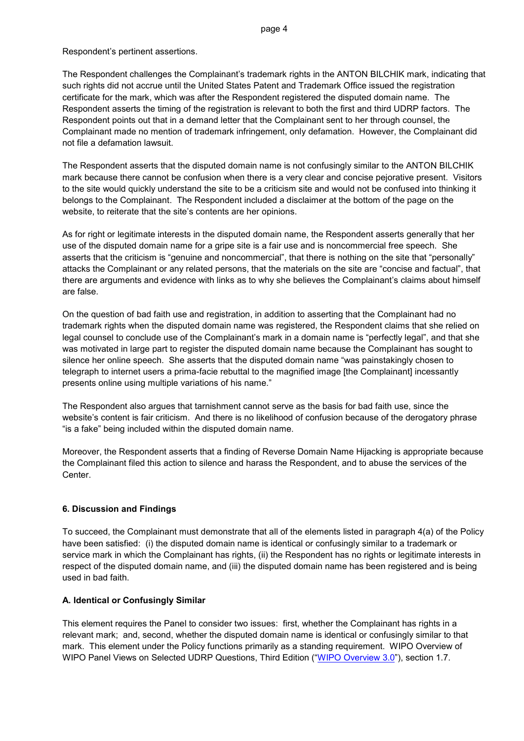Respondent's pertinent assertions.

The Respondent challenges the Complainant's trademark rights in the ANTON BILCHIK mark, indicating that such rights did not accrue until the United States Patent and Trademark Office issued the registration certificate for the mark, which was after the Respondent registered the disputed domain name. The Respondent asserts the timing of the registration is relevant to both the first and third UDRP factors. The Respondent points out that in a demand letter that the Complainant sent to her through counsel, the Complainant made no mention of trademark infringement, only defamation. However, the Complainant did not file a defamation lawsuit.

The Respondent asserts that the disputed domain name is not confusingly similar to the ANTON BILCHIK mark because there cannot be confusion when there is a very clear and concise pejorative present. Visitors to the site would quickly understand the site to be a criticism site and would not be confused into thinking it belongs to the Complainant. The Respondent included a disclaimer at the bottom of the page on the website, to reiterate that the site's contents are her opinions.

As for right or legitimate interests in the disputed domain name, the Respondent asserts generally that her use of the disputed domain name for a gripe site is a fair use and is noncommercial free speech. She asserts that the criticism is "genuine and noncommercial", that there is nothing on the site that "personally" attacks the Complainant or any related persons, that the materials on the site are "concise and factual", that there are arguments and evidence with links as to why she believes the Complainant's claims about himself are false.

On the question of bad faith use and registration, in addition to asserting that the Complainant had no trademark rights when the disputed domain name was registered, the Respondent claims that she relied on legal counsel to conclude use of the Complainant's mark in a domain name is "perfectly legal", and that she was motivated in large part to register the disputed domain name because the Complainant has sought to silence her online speech. She asserts that the disputed domain name "was painstakingly chosen to telegraph to internet users a prima-facie rebuttal to the magnified image [the Complainant] incessantly presents online using multiple variations of his name."

The Respondent also argues that tarnishment cannot serve as the basis for bad faith use, since the website's content is fair criticism. And there is no likelihood of confusion because of the derogatory phrase "is a fake" being included within the disputed domain name.

Moreover, the Respondent asserts that a finding of Reverse Domain Name Hijacking is appropriate because the Complainant filed this action to silence and harass the Respondent, and to abuse the services of the Center.

## 6. Discussion and Findings

To succeed, the Complainant must demonstrate that all of the elements listed in paragraph 4(a) of the Policy have been satisfied: (i) the disputed domain name is identical or confusingly similar to a trademark or service mark in which the Complainant has rights, (ii) the Respondent has no rights or legitimate interests in respect of the disputed domain name, and (iii) the disputed domain name has been registered and is being used in bad faith.

### A. Identical or Confusingly Similar

This element requires the Panel to consider two issues: first, whether the Complainant has rights in a relevant mark; and, second, whether the disputed domain name is identical or confusingly similar to that mark. This element under the Policy functions primarily as a standing requirement. WIPO Overview of WIPO Panel Views on Selected UDRP Questions, Third Edition ("WIPO Overview 3.0"), section 1.7.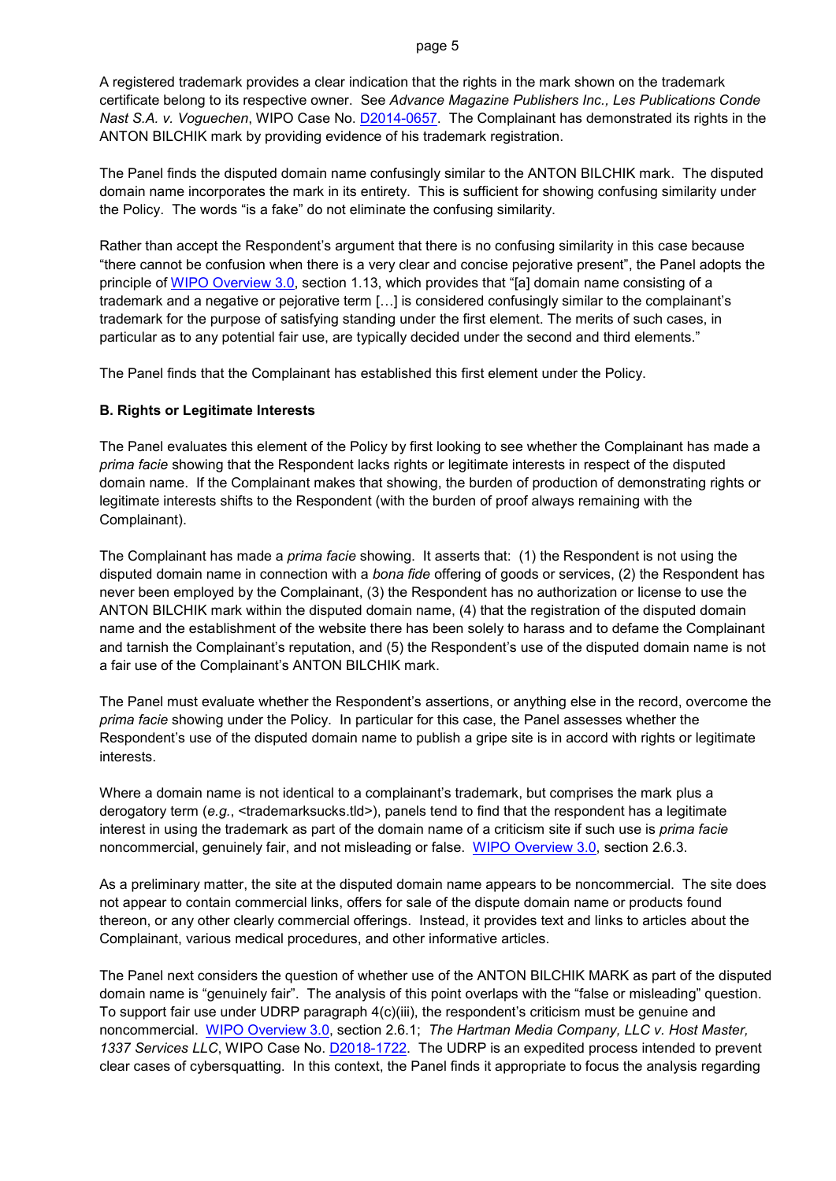A registered trademark provides a clear indication that the rights in the mark shown on the trademark certificate belong to its respective owner. See *Advance Magazine Publishers Inc., Les Publications Conde Nast S.A. v. Voguechen*, WIPO Case No. D2014-0657. The Complainant has demonstrated its rights in the ANTON BILCHIK mark by providing evidence of his trademark registration.

The Panel finds the disputed domain name confusingly similar to the ANTON BILCHIK mark. The disputed domain name incorporates the mark in its entirety. This is sufficient for showing confusing similarity under the Policy. The words "is a fake" do not eliminate the confusing similarity.

Rather than accept the Respondent's argument that there is no confusing similarity in this case because "there cannot be confusion when there is a very clear and concise pejorative present", the Panel adopts the principle of WIPO Overview 3.0, section 1.13, which provides that "[a] domain name consisting of a trademark and a negative or pejorative term […] is considered confusingly similar to the complainant's trademark for the purpose of satisfying standing under the first element. The merits of such cases, in particular as to any potential fair use, are typically decided under the second and third elements."

The Panel finds that the Complainant has established this first element under the Policy.

**B. Rights or Legitimate Interests**

The Panel evaluates this element of the Policy by first looking to see whether the Complainant has made a *prima facie* showing that the Respondent lacks rights or legitimate interests in respect of the disputed domain name. If the Complainant makes that showing, the burden of production of demonstrating rights or legitimate interests shifts to the Respondent (with the burden of proof always remaining with the Complainant).

The Complainant has made a *prima facie* showing. It asserts that: (1) the Respondent is not using the disputed domain name in connection with a *bona fide* offering of goods or services, (2) the Respondent has never been employed by the Complainant, (3) the Respondent has no authorization or license to use the ANTON BILCHIK mark within the disputed domain name, (4) that the registration of the disputed domain name and the establishment of the website there has been solely to harass and to defame the Complainant and tarnish the Complainant's reputation, and (5) the Respondent's use of the disputed domain name is not a fair use of the Complainant's ANTON BILCHIK mark.

The Panel must evaluate whether the Respondent's assertions, or anything else in the record, overcome the *prima facie* showing under the Policy. In particular for this case, the Panel assesses whether the Respondent's use of the disputed domain name to publish a gripe site is in accord with rights or legitimate interests.

Where a domain name is not identical to a complainant's trademark, but comprises the mark plus a derogatory term (*e.g.*, <trademarksucks.tld>), panels tend to find that the respondent has a legitimate interest in using the trademark as part of the domain name of a criticism site if such use is *prima facie* noncommercial, genuinely fair, and not misleading or false. WIPO Overview 3.0, section 2.6.3.

As a preliminary matter, the site at the disputed domain name appears to be noncommercial. The site does not appear to contain commercial links, offers for sale of the dispute domain name or products found thereon, or any other clearly commercial offerings. Instead, it provides text and links to articles about the Complainant, various medical procedures, and other informative articles.

The Panel next considers the question of whether use of the ANTON BILCHIK MARK as part of the disputed domain name is "genuinely fair". The analysis of this point overlaps with the "false or misleading" question. To support fair use under UDRP paragraph 4(c)(iii), the respondent's criticism must be genuine and noncommercial. WIPO Overview 3.0, section 2.6.1; *The Hartman Media Company, LLC v. Host Master, 1337 Services LLC*, WIPO Case No. D2018-1722. The UDRP is an expedited process intended to prevent clear cases of cybersquatting. In this context, the Panel finds it appropriate to focus the analysis regarding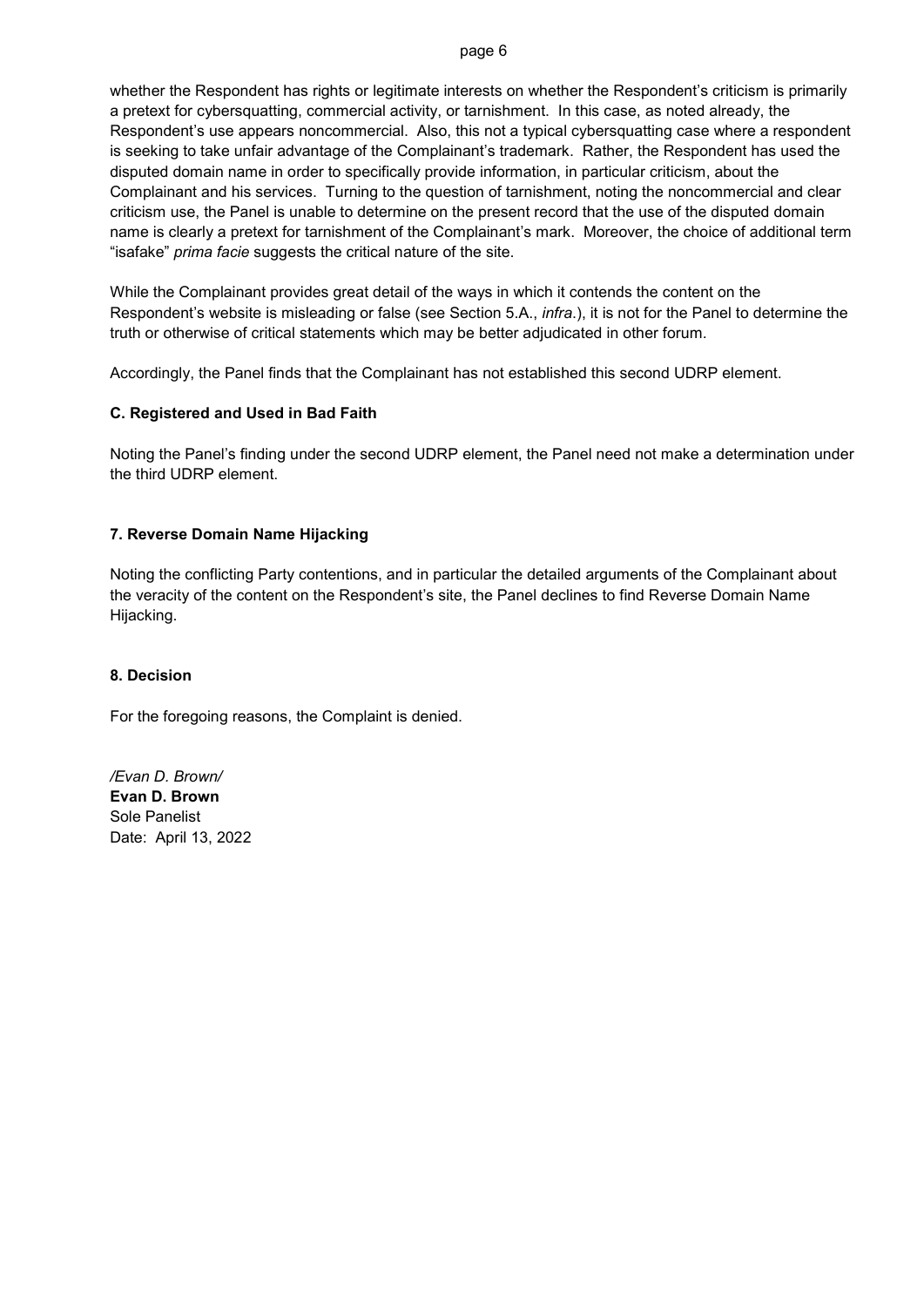whether the Respondent has rights or legitimate interests on whether the Respondent's criticism is primarily a pretext for cybersquatting, commercial activity, or tarnishment. In this case, as noted already, the Respondent's use appears noncommercial. Also, this not a typical cybersquatting case where a respondent is seeking to take unfair advantage of the Complainant's trademark. Rather, the Respondent has used the disputed domain name in order to specifically provide information, in particular criticism, about the Complainant and his services. Turning to the question of tarnishment, noting the noncommercial and clear criticism use, the Panel is unable to determine on the present record that the use of the disputed domain name is clearly a pretext for tarnishment of the Complainant's mark. Moreover, the choice of additional term "isafake" *prima facie* suggests the critical nature of the site.

While the Complainant provides great detail of the ways in which it contends the content on the Respondent's website is misleading or false (see Section 5.A., *infra*.), it is not for the Panel to determine the truth or otherwise of critical statements which may be better adjudicated in other forum.

Accordingly, the Panel finds that the Complainant has not established this second UDRP element.

### C. Registered and Used in Bad Faith

Noting the Panel's finding under the second UDRP element, the Panel need not make a determination under the third UDRP element.

## 7. Reverse Domain Name Hijacking

Noting the conflicting Party contentions, and in particular the detailed arguments of the Complainant about the veracity of the content on the Respondent's site, the Panel declines to find Reverse Domain Name Hijacking.

## 8. Decision

For the foregoing reasons, the Complaint is denied.

*/Evan D. Brown/*
**Evan D. Brown**
Sole Panelist
Date: April 13, 2022